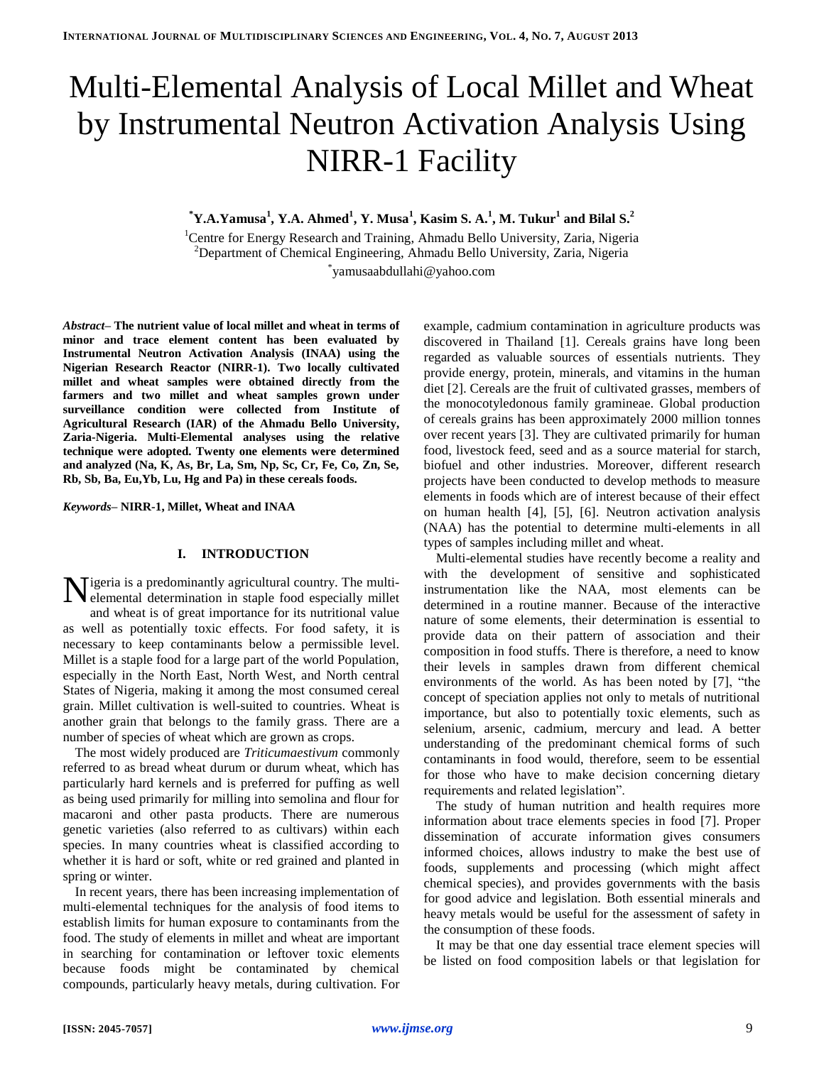# Multi-Elemental Analysis of Local Millet and Wheat by Instrumental Neutron Activation Analysis Using NIRR-1 Facility

**[*]Y.A.Yamusa[1], Y.A. Ahmed[1], Y. Musa[1], Kasim S. A.[1], M. Tukur[1] and Bilal S.[2]**

[1]Centre for Energy Research and Training, Ahmadu Bello University, Zaria, Nigeria
[2]Department of Chemical Engineering, Ahmadu Bello University, Zaria, Nigeria
[*]yamusaabdullahi@yahoo.com

***Abstract*– The nutrient value of local millet and wheat in terms of minor and trace element content has been evaluated by Instrumental Neutron Activation Analysis (INAA) using the Nigerian Research Reactor (NIRR-1). Two locally cultivated millet and wheat samples were obtained directly from the farmers and two millet and wheat samples grown under surveillance condition were collected from Institute of Agricultural Research (IAR) of the Ahmadu Bello University, Zaria-Nigeria. Multi-Elemental analyses using the relative technique were adopted. Twenty one elements were determined and analyzed (Na, K, As, Br, La, Sm, Np, Sc, Cr, Fe, Co, Zn, Se, Rb, Sb, Ba, Eu,Yb, Lu, Hg and Pa) in these cereals foods.**

***Keywords*– NIRR-1, Millet, Wheat and INAA**

## I. INTRODUCTION

Nigeria is a predominantly agricultural country. The multi-elemental determination in staple food especially millet and wheat is of great importance for its nutritional value as well as potentially toxic effects. For food safety, it is necessary to keep contaminants below a permissible level. Millet is a staple food for a large part of the world Population, especially in the North East, North West, and North central States of Nigeria, making it among the most consumed cereal grain. Millet cultivation is well-suited to countries. Wheat is another grain that belongs to the family grass. There are a number of species of wheat which are grown as crops.

The most widely produced are *Triticumaestivum* commonly referred to as bread wheat durum or durum wheat, which has particularly hard kernels and is preferred for puffing as well as being used primarily for milling into semolina and flour for macaroni and other pasta products. There are numerous genetic varieties (also referred to as cultivars) within each species. In many countries wheat is classified according to whether it is hard or soft, white or red grained and planted in spring or winter.

In recent years, there has been increasing implementation of multi-elemental techniques for the analysis of food items to establish limits for human exposure to contaminants from the food. The study of elements in millet and wheat are important in searching for contamination or leftover toxic elements because foods might be contaminated by chemical compounds, particularly heavy metals, during cultivation. For example, cadmium contamination in agriculture products was discovered in Thailand [1]. Cereals grains have long been regarded as valuable sources of essentials nutrients. They provide energy, protein, minerals, and vitamins in the human diet [2]. Cereals are the fruit of cultivated grasses, members of the monocotyledonous family gramineae. Global production of cereals grains has been approximately 2000 million tonnes over recent years [3]. They are cultivated primarily for human food, livestock feed, seed and as a source material for starch, biofuel and other industries. Moreover, different research projects have been conducted to develop methods to measure elements in foods which are of interest because of their effect on human health [4], [5], [6]. Neutron activation analysis (NAA) has the potential to determine multi-elements in all types of samples including millet and wheat.

Multi-elemental studies have recently become a reality and with the development of sensitive and sophisticated instrumentation like the NAA, most elements can be determined in a routine manner. Because of the interactive nature of some elements, their determination is essential to provide data on their pattern of association and their composition in food stuffs. There is therefore, a need to know their levels in samples drawn from different chemical environments of the world. As has been noted by [7], "the concept of speciation applies not only to metals of nutritional importance, but also to potentially toxic elements, such as selenium, arsenic, cadmium, mercury and lead. A better understanding of the predominant chemical forms of such contaminants in food would, therefore, seem to be essential for those who have to make decision concerning dietary requirements and related legislation".

The study of human nutrition and health requires more information about trace elements species in food [7]. Proper dissemination of accurate information gives consumers informed choices, allows industry to make the best use of foods, supplements and processing (which might affect chemical species), and provides governments with the basis for good advice and legislation. Both essential minerals and heavy metals would be useful for the assessment of safety in the consumption of these foods.

It may be that one day essential trace element species will be listed on food composition labels or that legislation for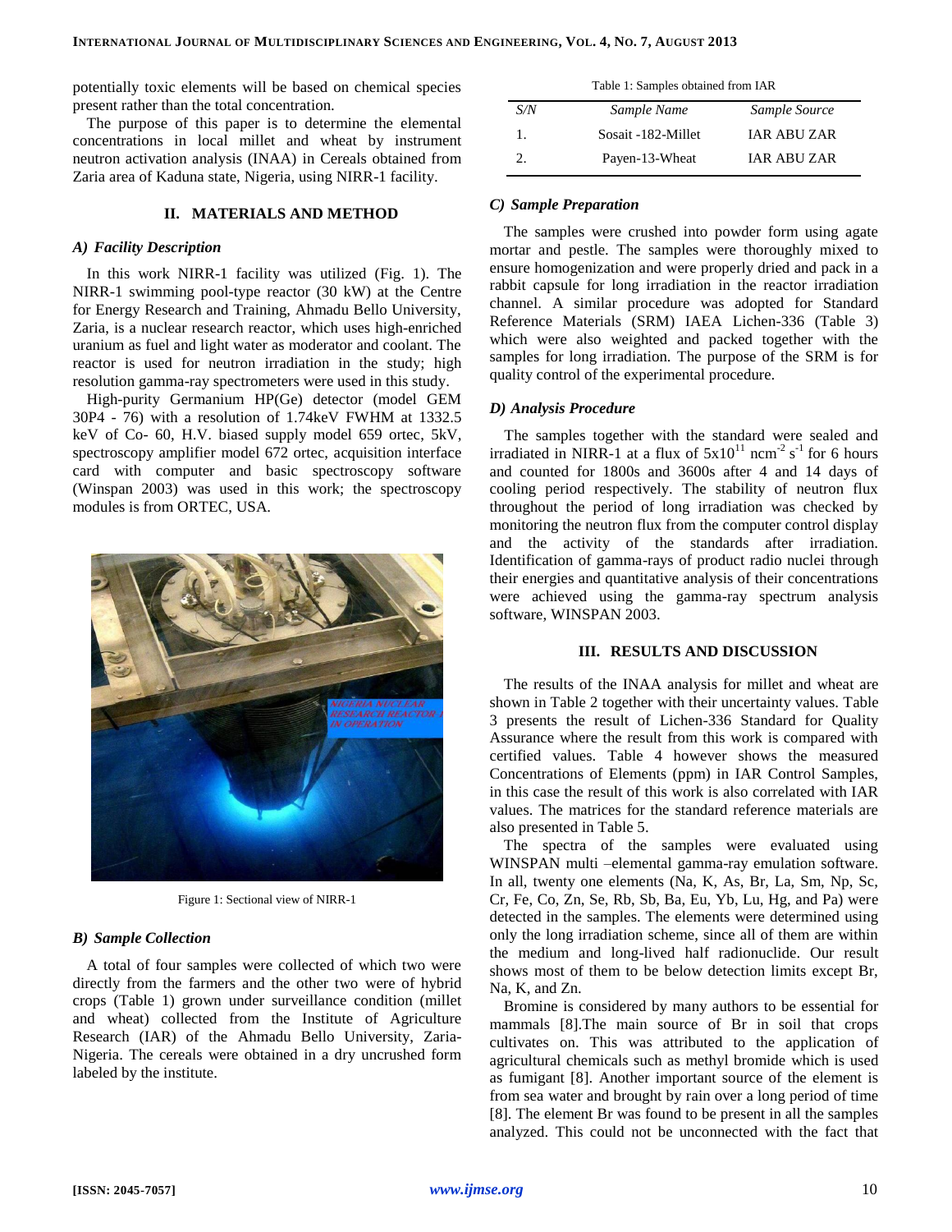potentially toxic elements will be based on chemical species present rather than the total concentration.

The purpose of this paper is to determine the elemental concentrations in local millet and wheat by instrument neutron activation analysis (INAA) in Cereals obtained from Zaria area of Kaduna state, Nigeria, using NIRR-1 facility.

## II. MATERIALS AND METHOD

### A) Facility Description

In this work NIRR-1 facility was utilized (Fig. 1). The NIRR-1 swimming pool-type reactor (30 kW) at the Centre for Energy Research and Training, Ahmadu Bello University, Zaria, is a nuclear research reactor, which uses high-enriched uranium as fuel and light water as moderator and coolant. The reactor is used for neutron irradiation in the study; high resolution gamma-ray spectrometers were used in this study.

High-purity Germanium HP(Ge) detector (model GEM 30P4 - 76) with a resolution of 1.74keV FWHM at 1332.5 keV of Co- 60, H.V. biased supply model 659 ortec, 5kV, spectroscopy amplifier model 672 ortec, acquisition interface card with computer and basic spectroscopy software (Winspan 2003) was used in this work; the spectroscopy modules is from ORTEC, USA.

Figure 1: Sectional view of NIRR-1

### B) Sample Collection

A total of four samples were collected of which two were directly from the farmers and the other two were of hybrid crops (Table 1) grown under surveillance condition (millet and wheat) collected from the Institute of Agriculture Research (IAR) of the Ahmadu Bello University, Zaria-Nigeria. The cereals were obtained in a dry uncrushed form labeled by the institute.

Table 1: Samples obtained from IAR

| *S/N* | *Sample Name* | *Sample Source* |
|---|---|---|
| 1. | Sosait -182-Millet | IAR ABU ZAR |
| 2. | Payen-13-Wheat | IAR ABU ZAR |

### C) Sample Preparation

The samples were crushed into powder form using agate mortar and pestle. The samples were thoroughly mixed to ensure homogenization and were properly dried and pack in a rabbit capsule for long irradiation in the reactor irradiation channel. A similar procedure was adopted for Standard Reference Materials (SRM) IAEA Lichen-336 (Table 3) which were also weighted and packed together with the samples for long irradiation. The purpose of the SRM is for quality control of the experimental procedure.

### D) Analysis Procedure

The samples together with the standard were sealed and irradiated in NIRR-1 at a flux of $5x10^{11}$ $ncm^{-2}$ $s^{-1}$ for 6 hours and counted for 1800s and 3600s after 4 and 14 days of cooling period respectively. The stability of neutron flux throughout the period of long irradiation was checked by monitoring the neutron flux from the computer control display and the activity of the standards after irradiation. Identification of gamma-rays of product radio nuclei through their energies and quantitative analysis of their concentrations were achieved using the gamma-ray spectrum analysis software, WINSPAN 2003.

## III. RESULTS AND DISCUSSION

The results of the INAA analysis for millet and wheat are shown in Table 2 together with their uncertainty values. Table 3 presents the result of Lichen-336 Standard for Quality Assurance where the result from this work is compared with certified values. Table 4 however shows the measured Concentrations of Elements (ppm) in IAR Control Samples, in this case the result of this work is also correlated with IAR values. The matrices for the standard reference materials are also presented in Table 5.

The spectra of the samples were evaluated using WINSPAN multi –elemental gamma-ray emulation software. In all, twenty one elements (Na, K, As, Br, La, Sm, Np, Sc, Cr, Fe, Co, Zn, Se, Rb, Sb, Ba, Eu, Yb, Lu, Hg, and Pa) were detected in the samples. The elements were determined using only the long irradiation scheme, since all of them are within the medium and long-lived half radionuclide. Our result shows most of them to be below detection limits except Br, Na, K, and Zn.

Bromine is considered by many authors to be essential for mammals [8].The main source of Br in soil that crops cultivates on. This was attributed to the application of agricultural chemicals such as methyl bromide which is used as fumigant [8]. Another important source of the element is from sea water and brought by rain over a long period of time [8]. The element Br was found to be present in all the samples analyzed. This could not be unconnected with the fact that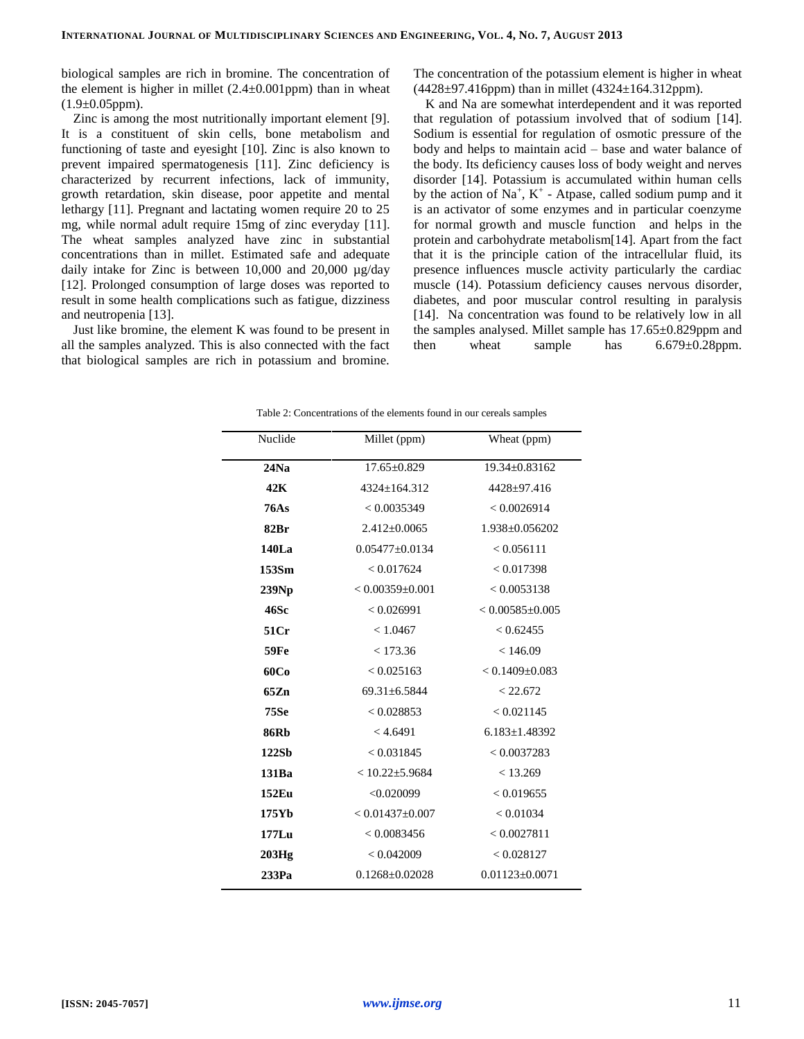biological samples are rich in bromine. The concentration of the element is higher in millet (2.4±0.001ppm) than in wheat (1.9±0.05ppm).

Zinc is among the most nutritionally important element [9]. It is a constituent of skin cells, bone metabolism and functioning of taste and eyesight [10]. Zinc is also known to prevent impaired spermatogenesis [11]. Zinc deficiency is characterized by recurrent infections, lack of immunity, growth retardation, skin disease, poor appetite and mental lethargy [11]. Pregnant and lactating women require 20 to 25 mg, while normal adult require 15mg of zinc everyday [11]. The wheat samples analyzed have zinc in substantial concentrations than in millet. Estimated safe and adequate daily intake for Zinc is between 10,000 and 20,000 µg/day [12]. Prolonged consumption of large doses was reported to result in some health complications such as fatigue, dizziness and neutropenia [13].

Just like bromine, the element K was found to be present in all the samples analyzed. This is also connected with the fact that biological samples are rich in potassium and bromine. The concentration of the potassium element is higher in wheat (4428±97.416ppm) than in millet (4324±164.312ppm).

K and Na are somewhat interdependent and it was reported that regulation of potassium involved that of sodium [14]. Sodium is essential for regulation of osmotic pressure of the body and helps to maintain acid – base and water balance of the body. Its deficiency causes loss of body weight and nerves disorder [14]. Potassium is accumulated within human cells by the action of $Na^+$, $K^+$ - Atpase, called sodium pump and it is an activator of some enzymes and in particular coenzyme for normal growth and muscle function and helps in the protein and carbohydrate metabolism[14]. Apart from the fact that it is the principle cation of the intracellular fluid, its presence influences muscle activity particularly the cardiac muscle (14). Potassium deficiency causes nervous disorder, diabetes, and poor muscular control resulting in paralysis [14]. Na concentration was found to be relatively low in all the samples analysed. Millet sample has 17.65±0.829ppm and then wheat sample has 6.679±0.28ppm.

Table 2: Concentrations of the elements found in our cereals samples

| Nuclide | Millet (ppm) | Wheat (ppm) |
|---|---|---|
| **24Na** | 17.65±0.829 | 19.34±0.83162 |
| **42K** | 4324±164.312 | 4428±97.416 |
| **76As** | < 0.0035349 | < 0.0026914 |
| **82Br** | 2.412±0.0065 | 1.938±0.056202 |
| **140La** | 0.05477±0.0134 | < 0.056111 |
| **153Sm** | < 0.017624 | < 0.017398 |
| **239Np** | < 0.00359±0.001 | < 0.0053138 |
| **46Sc** | < 0.026991 | < 0.00585±0.005 |
| **51Cr** | < 1.0467 | < 0.62455 |
| **59Fe** | < 173.36 | < 146.09 |
| **60Co** | < 0.025163 | < 0.1409±0.083 |
| **65Zn** | 69.31±6.5844 | < 22.672 |
| **75Se** | < 0.028853 | < 0.021145 |
| **86Rb** | < 4.6491 | 6.183±1.48392 |
| **122Sb** | < 0.031845 | < 0.0037283 |
| **131Ba** | < 10.22±5.9684 | < 13.269 |
| **152Eu** | <0.020099 | < 0.019655 |
| **175Yb** | < 0.01437±0.007 | < 0.01034 |
| **177Lu** | < 0.0083456 | < 0.0027811 |
| **203Hg** | < 0.042009 | < 0.028127 |
| **233Pa** | 0.1268±0.02028 | 0.01123±0.0071 |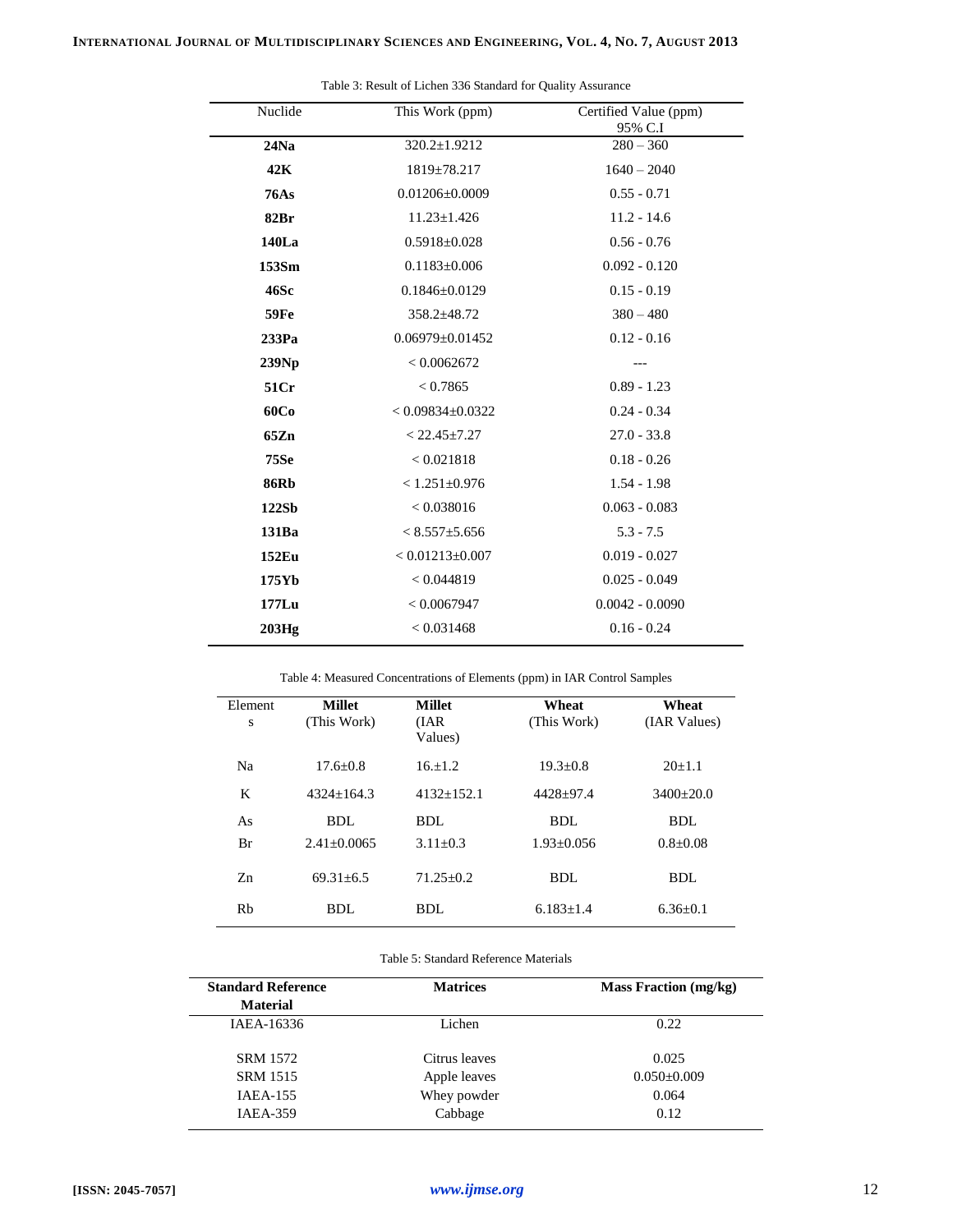Table 3: Result of Lichen 336 Standard for Quality Assurance

| Nuclide | This Work (ppm) | Certified Value (ppm) 95% C.I |
|---|---|---|
| **24Na** | 320.2±1.9212 | 280 – 360 |
| **42K** | 1819±78.217 | 1640 – 2040 |
| **76As** | 0.01206±0.0009 | 0.55 - 0.71 |
| **82Br** | 11.23±1.426 | 11.2 - 14.6 |
| **140La** | 0.5918±0.028 | 0.56 - 0.76 |
| **153Sm** | 0.1183±0.006 | 0.092 - 0.120 |
| **46Sc** | 0.1846±0.0129 | 0.15 - 0.19 |
| **59Fe** | 358.2±48.72 | 380 – 480 |
| **233Pa** | 0.06979±0.01452 | 0.12 - 0.16 |
| **239Np** | < 0.0062672 | --- |
| **51Cr** | < 0.7865 | 0.89 - 1.23 |
| **60Co** | < 0.09834±0.0322 | 0.24 - 0.34 |
| **65Zn** | < 22.45±7.27 | 27.0 - 33.8 |
| **75Se** | < 0.021818 | 0.18 - 0.26 |
| **86Rb** | < 1.251±0.976 | 1.54 - 1.98 |
| **122Sb** | < 0.038016 | 0.063 - 0.083 |
| **131Ba** | < 8.557±5.656 | 5.3 - 7.5 |
| **152Eu** | < 0.01213±0.007 | 0.019 - 0.027 |
| **175Yb** | < 0.044819 | 0.025 - 0.049 |
| **177Lu** | < 0.0067947 | 0.0042 - 0.0090 |
| **203Hg** | < 0.031468 | 0.16 - 0.24 |

Table 4: Measured Concentrations of Elements (ppm) in IAR Control Samples

| Elements | **Millet** (This Work) | **Millet** (IAR Values) | **Wheat** (This Work) | **Wheat** (IAR Values) |
|---|---|---|---|---|
| Na | 17.6±0.8 | 16.±1.2 | 19.3±0.8 | 20±1.1 |
| K | 4324±164.3 | 4132±152.1 | 4428±97.4 | 3400±20.0 |
| As | BDL | BDL | BDL | BDL |
| Br | 2.41±0.0065 | 3.11±0.3 | 1.93±0.056 | 0.8±0.08 |
| Zn | 69.31±6.5 | 71.25±0.2 | BDL | BDL |
| Rb | BDL | BDL | 6.183±1.4 | 6.36±0.1 |

Table 5: Standard Reference Materials

| **Standard Reference Material** | **Matrices** | **Mass Fraction (mg/kg)** |
|---|---|---|
| IAEA-16336 | Lichen | 0.22 |
| SRM 1572 | Citrus leaves | 0.025 |
| SRM 1515 | Apple leaves | 0.050±0.009 |
| IAEA-155 | Whey powder | 0.064 |
| IAEA-359 | Cabbage | 0.12 |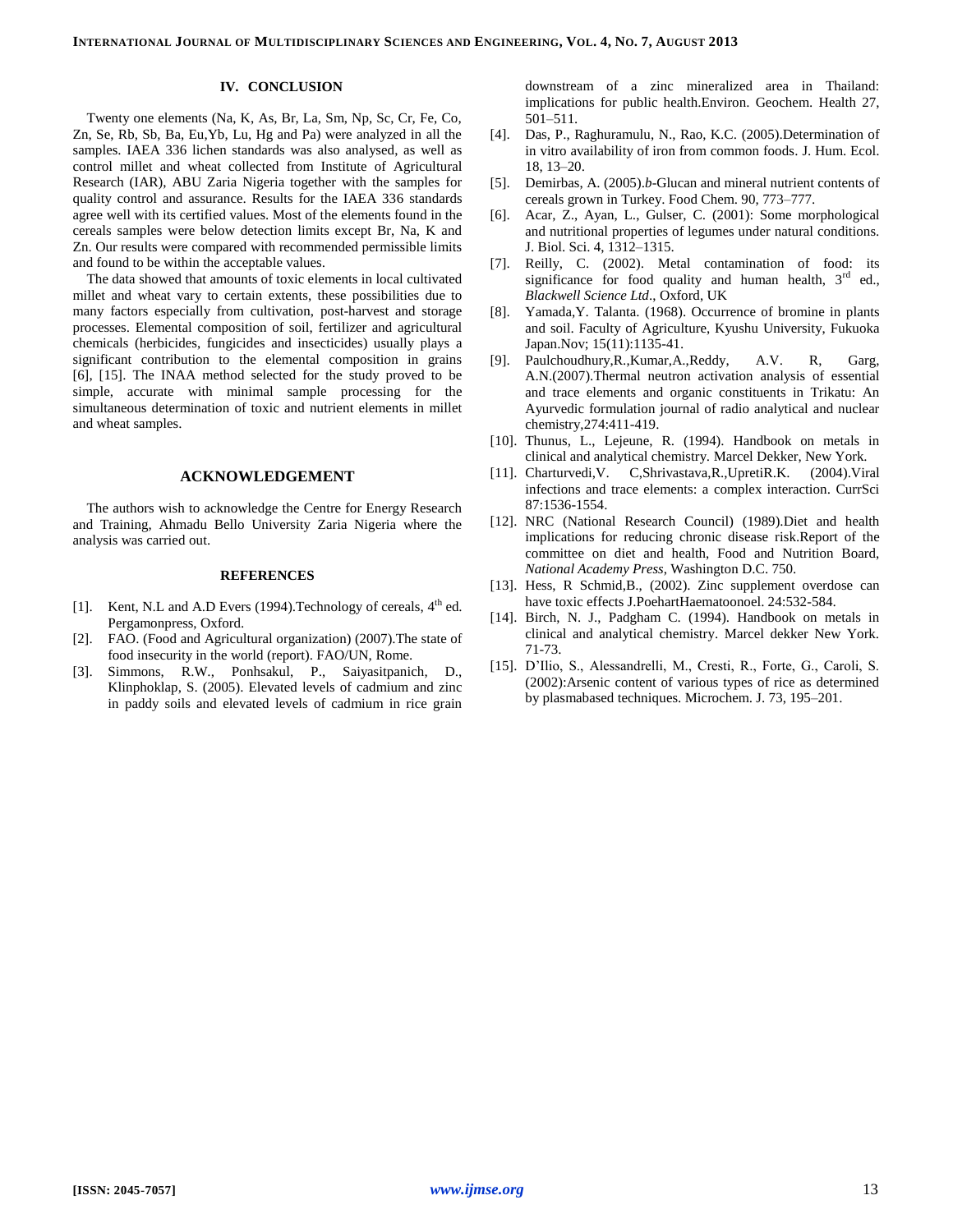## IV. CONCLUSION

Twenty one elements (Na, K, As, Br, La, Sm, Np, Sc, Cr, Fe, Co, Zn, Se, Rb, Sb, Ba, Eu,Yb, Lu, Hg and Pa) were analyzed in all the samples. IAEA 336 lichen standards was also analysed, as well as control millet and wheat collected from Institute of Agricultural Research (IAR), ABU Zaria Nigeria together with the samples for quality control and assurance. Results for the IAEA 336 standards agree well with its certified values. Most of the elements found in the cereals samples were below detection limits except Br, Na, K and Zn. Our results were compared with recommended permissible limits and found to be within the acceptable values.

The data showed that amounts of toxic elements in local cultivated millet and wheat vary to certain extents, these possibilities due to many factors especially from cultivation, post-harvest and storage processes. Elemental composition of soil, fertilizer and agricultural chemicals (herbicides, fungicides and insecticides) usually plays a significant contribution to the elemental composition in grains [6], [15]. The INAA method selected for the study proved to be simple, accurate with minimal sample processing for the simultaneous determination of toxic and nutrient elements in millet and wheat samples.

## ACKNOWLEDGEMENT

The authors wish to acknowledge the Centre for Energy Research and Training, Ahmadu Bello University Zaria Nigeria where the analysis was carried out.

## REFERENCES

[1]. Kent, N.L and A.D Evers (1994).Technology of cereals, 4th ed. Pergamonpress, Oxford.

[2]. FAO. (Food and Agricultural organization) (2007).The state of food insecurity in the world (report). FAO/UN, Rome.

[3]. Simmons, R.W., Ponhsakul, P., Saiyasitpanich, D., Klinphoklap, S. (2005). Elevated levels of cadmium and zinc in paddy soils and elevated levels of cadmium in rice grain downstream of a zinc mineralized area in Thailand: implications for public health.Environ. Geochem. Health 27, 501–511.

[4]. Das, P., Raghuramulu, N., Rao, K.C. (2005).Determination of in vitro availability of iron from common foods. J. Hum. Ecol. 18, 13–20.

[5]. Demirbas, A. (2005).*b*-Glucan and mineral nutrient contents of cereals grown in Turkey. Food Chem. 90, 773–777.

[6]. Acar, Z., Ayan, L., Gulser, C. (2001): Some morphological and nutritional properties of legumes under natural conditions. J. Biol. Sci. 4, 1312–1315.

[7]. Reilly, C. (2002). Metal contamination of food: its significance for food quality and human health, 3rd ed., *Blackwell Science Ltd*., Oxford, UK

[8]. Yamada,Y. Talanta. (1968). Occurrence of bromine in plants and soil. Faculty of Agriculture, Kyushu University, Fukuoka Japan.Nov; 15(11):1135-41.

[9]. Paulchoudhury,R.,Kumar,A.,Reddy, A.V. R, Garg, A.N.(2007).Thermal neutron activation analysis of essential and trace elements and organic constituents in Trikatu: An Ayurvedic formulation journal of radio analytical and nuclear chemistry,274:411-419.

[10]. Thunus, L., Lejeune, R. (1994). Handbook on metals in clinical and analytical chemistry. Marcel Dekker, New York.

[11]. Charturvedi,V. C,Shrivastava,R.,UpretiR.K. (2004).Viral infections and trace elements: a complex interaction. CurrSci 87:1536-1554.

[12]. NRC (National Research Council) (1989).Diet and health implications for reducing chronic disease risk.Report of the committee on diet and health, Food and Nutrition Board, *National Academy Press*, Washington D.C. 750.

[13]. Hess, R Schmid,B., (2002). Zinc supplement overdose can have toxic effects J.PoehartHaematoonoel. 24:532-584.

[14]. Birch, N. J., Padgham C. (1994). Handbook on metals in clinical and analytical chemistry. Marcel dekker New York. 71-73.

[15]. D'Ilio, S., Alessandrelli, M., Cresti, R., Forte, G., Caroli, S. (2002):Arsenic content of various types of rice as determined by plasmabased techniques. Microchem. J. 73, 195–201.